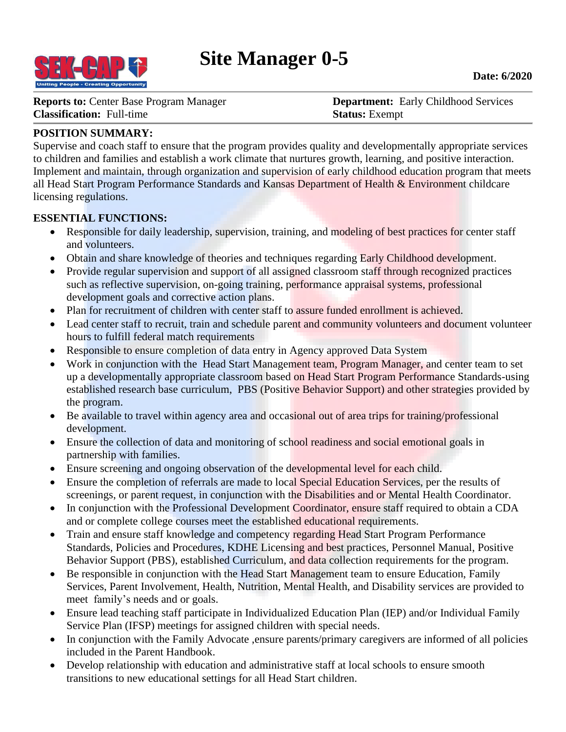# Site Manager 0-5

**Date: 6/2020**

**Reports to:** Center Base Program Manager
**Classification:** Full-time

**Department:** Early Childhood Services
**Status:** Exempt

**POSITION SUMMARY:**

Supervise and coach staff to ensure that the program provides quality and developmentally appropriate services to children and families and establish a work climate that nurtures growth, learning, and positive interaction. Implement and maintain, through organization and supervision of early childhood education program that meets all Head Start Program Performance Standards and Kansas Department of Health & Environment childcare licensing regulations.

**ESSENTIAL FUNCTIONS:**

- Responsible for daily leadership, supervision, training, and modeling of best practices for center staff and volunteers.
- Obtain and share knowledge of theories and techniques regarding Early Childhood development.
- Provide regular supervision and support of all assigned classroom staff through recognized practices such as reflective supervision, on-going training, performance appraisal systems, professional development goals and corrective action plans.
- Plan for recruitment of children with center staff to assure funded enrollment is achieved.
- Lead center staff to recruit, train and schedule parent and community volunteers and document volunteer hours to fulfill federal match requirements
- Responsible to ensure completion of data entry in Agency approved Data System
- Work in conjunction with the Head Start Management team, Program Manager, and center team to set up a developmentally appropriate classroom based on Head Start Program Performance Standards-using established research base curriculum, PBS (Positive Behavior Support) and other strategies provided by the program.
- Be available to travel within agency area and occasional out of area trips for training/professional development.
- Ensure the collection of data and monitoring of school readiness and social emotional goals in partnership with families.
- Ensure screening and ongoing observation of the developmental level for each child.
- Ensure the completion of referrals are made to local Special Education Services, per the results of screenings, or parent request, in conjunction with the Disabilities and or Mental Health Coordinator.
- In conjunction with the Professional Development Coordinator, ensure staff required to obtain a CDA and or complete college courses meet the established educational requirements.
- Train and ensure staff knowledge and competency regarding Head Start Program Performance Standards, Policies and Procedures, KDHE Licensing and best practices, Personnel Manual, Positive Behavior Support (PBS), established Curriculum, and data collection requirements for the program.
- Be responsible in conjunction with the Head Start Management team to ensure Education, Family Services, Parent Involvement, Health, Nutrition, Mental Health, and Disability services are provided to meet family's needs and or goals.
- Ensure lead teaching staff participate in Individualized Education Plan (IEP) and/or Individual Family Service Plan (IFSP) meetings for assigned children with special needs.
- In conjunction with the Family Advocate ,ensure parents/primary caregivers are informed of all policies included in the Parent Handbook.
- Develop relationship with education and administrative staff at local schools to ensure smooth transitions to new educational settings for all Head Start children.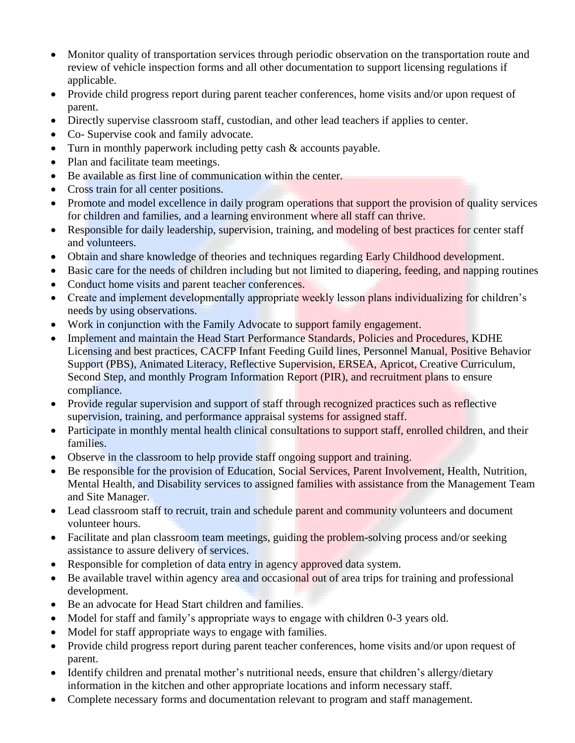- Monitor quality of transportation services through periodic observation on the transportation route and review of vehicle inspection forms and all other documentation to support licensing regulations if applicable.
- Provide child progress report during parent teacher conferences, home visits and/or upon request of parent.
- Directly supervise classroom staff, custodian, and other lead teachers if applies to center.
- Co- Supervise cook and family advocate.
- Turn in monthly paperwork including petty cash & accounts payable.
- Plan and facilitate team meetings.
- Be available as first line of communication within the center.
- Cross train for all center positions.
- Promote and model excellence in daily program operations that support the provision of quality services for children and families, and a learning environment where all staff can thrive.
- Responsible for daily leadership, supervision, training, and modeling of best practices for center staff and volunteers.
- Obtain and share knowledge of theories and techniques regarding Early Childhood development.
- Basic care for the needs of children including but not limited to diapering, feeding, and napping routines
- Conduct home visits and parent teacher conferences.
- Create and implement developmentally appropriate weekly lesson plans individualizing for children's needs by using observations.
- Work in conjunction with the Family Advocate to support family engagement.
- Implement and maintain the Head Start Performance Standards, Policies and Procedures, KDHE Licensing and best practices, CACFP Infant Feeding Guild lines, Personnel Manual, Positive Behavior Support (PBS), Animated Literacy, Reflective Supervision, ERSEA, Apricot, Creative Curriculum, Second Step, and monthly Program Information Report (PIR), and recruitment plans to ensure compliance.
- Provide regular supervision and support of staff through recognized practices such as reflective supervision, training, and performance appraisal systems for assigned staff.
- Participate in monthly mental health clinical consultations to support staff, enrolled children, and their families.
- Observe in the classroom to help provide staff ongoing support and training.
- Be responsible for the provision of Education, Social Services, Parent Involvement, Health, Nutrition, Mental Health, and Disability services to assigned families with assistance from the Management Team and Site Manager.
- Lead classroom staff to recruit, train and schedule parent and community volunteers and document volunteer hours.
- Facilitate and plan classroom team meetings, guiding the problem-solving process and/or seeking assistance to assure delivery of services.
- Responsible for completion of data entry in agency approved data system.
- Be available travel within agency area and occasional out of area trips for training and professional development.
- Be an advocate for Head Start children and families.
- Model for staff and family's appropriate ways to engage with children 0-3 years old.
- Model for staff appropriate ways to engage with families.
- Provide child progress report during parent teacher conferences, home visits and/or upon request of parent.
- Identify children and prenatal mother's nutritional needs, ensure that children's allergy/dietary information in the kitchen and other appropriate locations and inform necessary staff.
- Complete necessary forms and documentation relevant to program and staff management.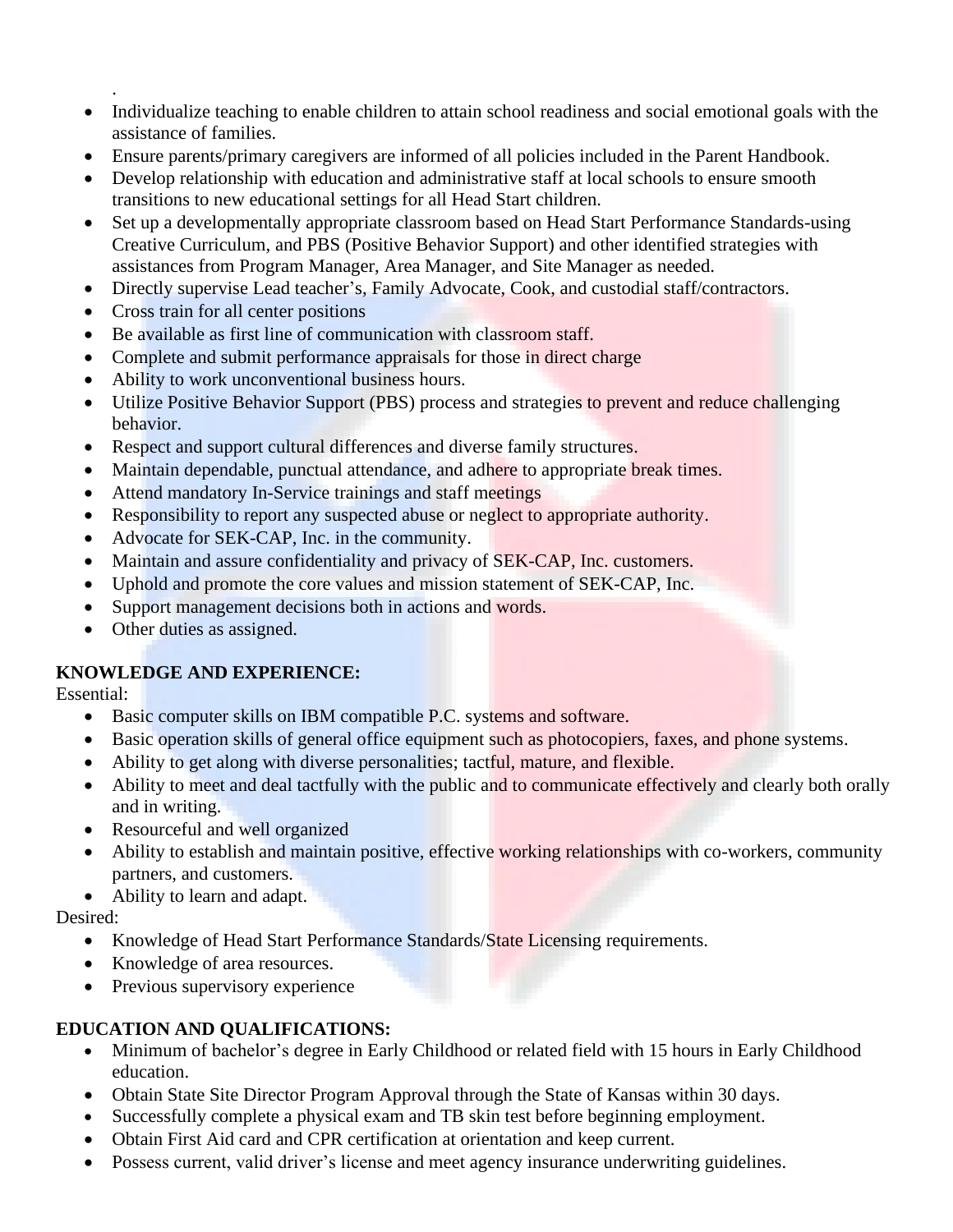.

- Individualize teaching to enable children to attain school readiness and social emotional goals with the assistance of families.
- Ensure parents/primary caregivers are informed of all policies included in the Parent Handbook.
- Develop relationship with education and administrative staff at local schools to ensure smooth transitions to new educational settings for all Head Start children.
- Set up a developmentally appropriate classroom based on Head Start Performance Standards-using Creative Curriculum, and PBS (Positive Behavior Support) and other identified strategies with assistances from Program Manager, Area Manager, and Site Manager as needed.
- Directly supervise Lead teacher's, Family Advocate, Cook, and custodial staff/contractors.
- Cross train for all center positions
- Be available as first line of communication with classroom staff.
- Complete and submit performance appraisals for those in direct charge
- Ability to work unconventional business hours.
- Utilize Positive Behavior Support (PBS) process and strategies to prevent and reduce challenging behavior.
- Respect and support cultural differences and diverse family structures.
- Maintain dependable, punctual attendance, and adhere to appropriate break times.
- Attend mandatory In-Service trainings and staff meetings
- Responsibility to report any suspected abuse or neglect to appropriate authority.
- Advocate for SEK-CAP, Inc. in the community.
- Maintain and assure confidentiality and privacy of SEK-CAP, Inc. customers.
- Uphold and promote the core values and mission statement of SEK-CAP, Inc.
- Support management decisions both in actions and words.
- Other duties as assigned.

**KNOWLEDGE AND EXPERIENCE:**

Essential:

- Basic computer skills on IBM compatible P.C. systems and software.
- Basic operation skills of general office equipment such as photocopiers, faxes, and phone systems.
- Ability to get along with diverse personalities; tactful, mature, and flexible.
- Ability to meet and deal tactfully with the public and to communicate effectively and clearly both orally and in writing.
- Resourceful and well organized
- Ability to establish and maintain positive, effective working relationships with co-workers, community partners, and customers.
- Ability to learn and adapt.

Desired:

- Knowledge of Head Start Performance Standards/State Licensing requirements.
- Knowledge of area resources.
- Previous supervisory experience

**EDUCATION AND QUALIFICATIONS:**

- Minimum of bachelor's degree in Early Childhood or related field with 15 hours in Early Childhood education.
- Obtain State Site Director Program Approval through the State of Kansas within 30 days.
- Successfully complete a physical exam and TB skin test before beginning employment.
- Obtain First Aid card and CPR certification at orientation and keep current.
- Possess current, valid driver's license and meet agency insurance underwriting guidelines.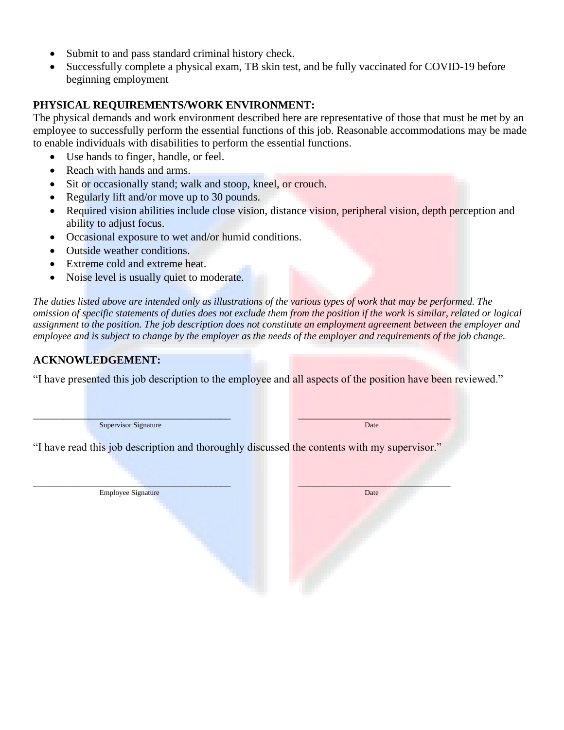- Submit to and pass standard criminal history check.
- Successfully complete a physical exam, TB skin test, and be fully vaccinated for COVID-19 before beginning employment

**PHYSICAL REQUIREMENTS/WORK ENVIRONMENT:**

The physical demands and work environment described here are representative of those that must be met by an employee to successfully perform the essential functions of this job. Reasonable accommodations may be made to enable individuals with disabilities to perform the essential functions.

- Use hands to finger, handle, or feel.
- Reach with hands and arms.
- Sit or occasionally stand; walk and stoop, kneel, or crouch.
- Regularly lift and/or move up to 30 pounds.
- Required vision abilities include close vision, distance vision, peripheral vision, depth perception and ability to adjust focus.
- Occasional exposure to wet and/or humid conditions.
- Outside weather conditions.
- Extreme cold and extreme heat.
- Noise level is usually quiet to moderate.

*The duties listed above are intended only as illustrations of the various types of work that may be performed. The omission of specific statements of duties does not exclude them from the position if the work is similar, related or logical assignment to the position. The job description does not constitute an employment agreement between the employer and employee and is subject to change by the employer as the needs of the employer and requirements of the job change.*

**ACKNOWLEDGEMENT:**

"I have presented this job description to the employee and all aspects of the position have been reviewed."

\_\_\_\_\_\_\_\_\_\_\_\_\_\_\_\_\_\_\_\_\_\_\_\_\_\_\_\_\_\_\_\_\_\_\_\_\_\_\_\_ Supervisor Signature

\_\_\_\_\_\_\_\_\_\_\_\_\_\_\_\_\_\_\_\_\_\_\_\_\_\_\_\_\_\_ Date

"I have read this job description and thoroughly discussed the contents with my supervisor."

\_\_\_\_\_\_\_\_\_\_\_\_\_\_\_\_\_\_\_\_\_\_\_\_\_\_\_\_\_\_\_\_\_\_\_\_\_\_\_\_ Employee Signature

\_\_\_\_\_\_\_\_\_\_\_\_\_\_\_\_\_\_\_\_\_\_\_\_\_\_\_\_\_\_ Date